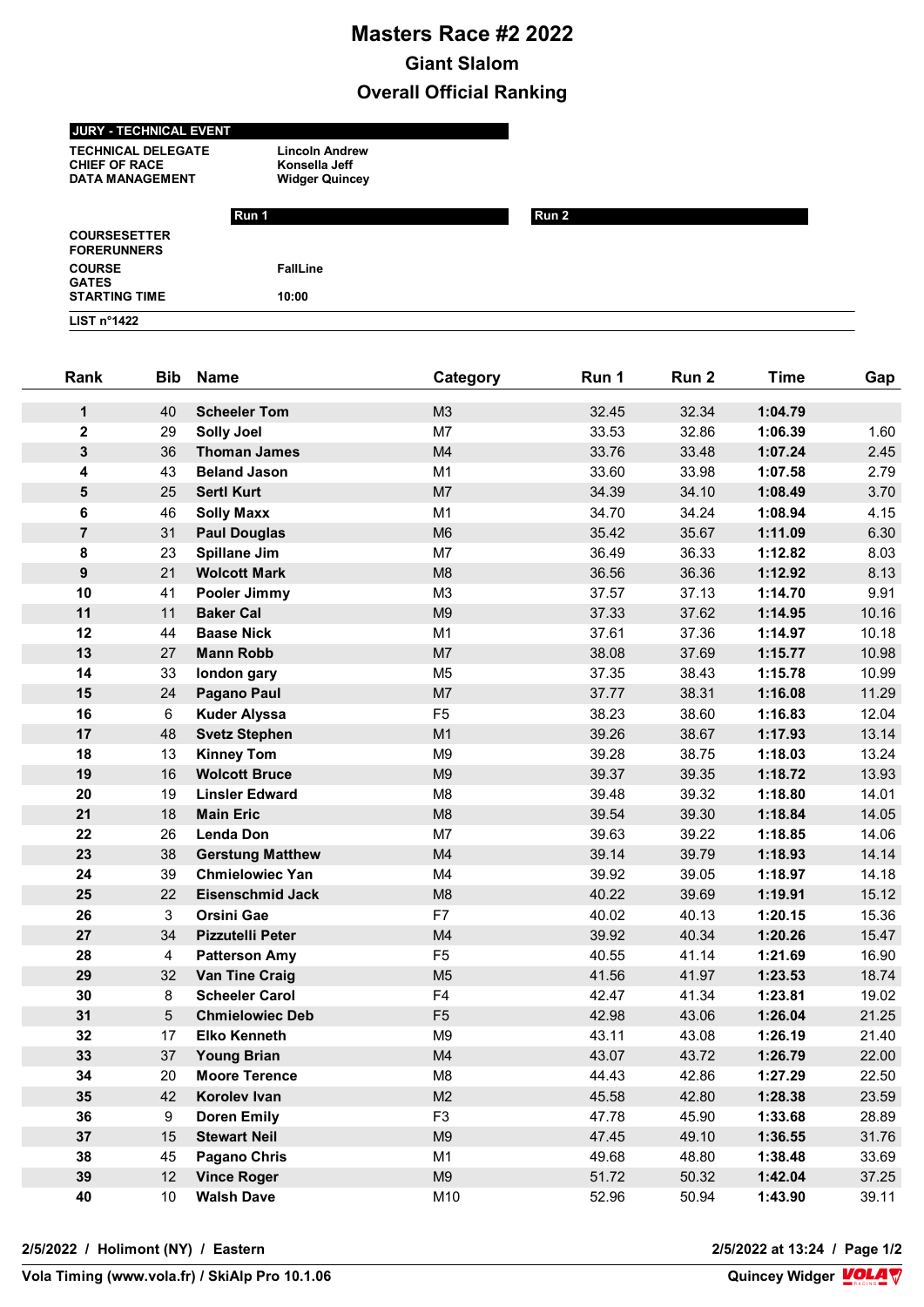# Masters Race #2 2022

## Giant Slalom

## Overall Official Ranking

**JURY - TECHNICAL EVENT**

| | |
|---|---|
| TECHNICAL DELEGATE | Lincoln Andrew |
| CHIEF OF RACE | Konsella Jeff |
| DATA MANAGEMENT | Widger Quincey |

| | Run 1 | Run 2 |
|---|---|---|
| COURSESETTER | | |
| FORERUNNERS | | |
| COURSE | FallLine | |
| GATES | | |
| STARTING TIME | 10:00 | |

**LIST n°1422**

| Rank | Bib | Name | Category | Run 1 | Run 2 | Time | Gap |
|---|---|---|---|---|---|---|---|
| 1 | 40 | Scheeler Tom | M3 | 32.45 | 32.34 | 1:04.79 | |
| 2 | 29 | Solly Joel | M7 | 33.53 | 32.86 | 1:06.39 | 1.60 |
| 3 | 36 | Thoman James | M4 | 33.76 | 33.48 | 1:07.24 | 2.45 |
| 4 | 43 | Beland Jason | M1 | 33.60 | 33.98 | 1:07.58 | 2.79 |
| 5 | 25 | Sertl Kurt | M7 | 34.39 | 34.10 | 1:08.49 | 3.70 |
| 6 | 46 | Solly Maxx | M1 | 34.70 | 34.24 | 1:08.94 | 4.15 |
| 7 | 31 | Paul Douglas | M6 | 35.42 | 35.67 | 1:11.09 | 6.30 |
| 8 | 23 | Spillane Jim | M7 | 36.49 | 36.33 | 1:12.82 | 8.03 |
| 9 | 21 | Wolcott Mark | M8 | 36.56 | 36.36 | 1:12.92 | 8.13 |
| 10 | 41 | Pooler Jimmy | M3 | 37.57 | 37.13 | 1:14.70 | 9.91 |
| 11 | 11 | Baker Cal | M9 | 37.33 | 37.62 | 1:14.95 | 10.16 |
| 12 | 44 | Baase Nick | M1 | 37.61 | 37.36 | 1:14.97 | 10.18 |
| 13 | 27 | Mann Robb | M7 | 38.08 | 37.69 | 1:15.77 | 10.98 |
| 14 | 33 | london gary | M5 | 37.35 | 38.43 | 1:15.78 | 10.99 |
| 15 | 24 | Pagano Paul | M7 | 37.77 | 38.31 | 1:16.08 | 11.29 |
| 16 | 6 | Kuder Alyssa | F5 | 38.23 | 38.60 | 1:16.83 | 12.04 |
| 17 | 48 | Svetz Stephen | M1 | 39.26 | 38.67 | 1:17.93 | 13.14 |
| 18 | 13 | Kinney Tom | M9 | 39.28 | 38.75 | 1:18.03 | 13.24 |
| 19 | 16 | Wolcott Bruce | M9 | 39.37 | 39.35 | 1:18.72 | 13.93 |
| 20 | 19 | Linsler Edward | M8 | 39.48 | 39.32 | 1:18.80 | 14.01 |
| 21 | 18 | Main Eric | M8 | 39.54 | 39.30 | 1:18.84 | 14.05 |
| 22 | 26 | Lenda Don | M7 | 39.63 | 39.22 | 1:18.85 | 14.06 |
| 23 | 38 | Gerstung Matthew | M4 | 39.14 | 39.79 | 1:18.93 | 14.14 |
| 24 | 39 | Chmielowiec Yan | M4 | 39.92 | 39.05 | 1:18.97 | 14.18 |
| 25 | 22 | Eisenschmid Jack | M8 | 40.22 | 39.69 | 1:19.91 | 15.12 |
| 26 | 3 | Orsini Gae | F7 | 40.02 | 40.13 | 1:20.15 | 15.36 |
| 27 | 34 | Pizzutelli Peter | M4 | 39.92 | 40.34 | 1:20.26 | 15.47 |
| 28 | 4 | Patterson Amy | F5 | 40.55 | 41.14 | 1:21.69 | 16.90 |
| 29 | 32 | Van Tine Craig | M5 | 41.56 | 41.97 | 1:23.53 | 18.74 |
| 30 | 8 | Scheeler Carol | F4 | 42.47 | 41.34 | 1:23.81 | 19.02 |
| 31 | 5 | Chmielowiec Deb | F5 | 42.98 | 43.06 | 1:26.04 | 21.25 |
| 32 | 17 | Elko Kenneth | M9 | 43.11 | 43.08 | 1:26.19 | 21.40 |
| 33 | 37 | Young Brian | M4 | 43.07 | 43.72 | 1:26.79 | 22.00 |
| 34 | 20 | Moore Terence | M8 | 44.43 | 42.86 | 1:27.29 | 22.50 |
| 35 | 42 | Korolev Ivan | M2 | 45.58 | 42.80 | 1:28.38 | 23.59 |
| 36 | 9 | Doren Emily | F3 | 47.78 | 45.90 | 1:33.68 | 28.89 |
| 37 | 15 | Stewart Neil | M9 | 47.45 | 49.10 | 1:36.55 | 31.76 |
| 38 | 45 | Pagano Chris | M1 | 49.68 | 48.80 | 1:38.48 | 33.69 |
| 39 | 12 | Vince Roger | M9 | 51.72 | 50.32 | 1:42.04 | 37.25 |
| 40 | 10 | Walsh Dave | M10 | 52.96 | 50.94 | 1:43.90 | 39.11 |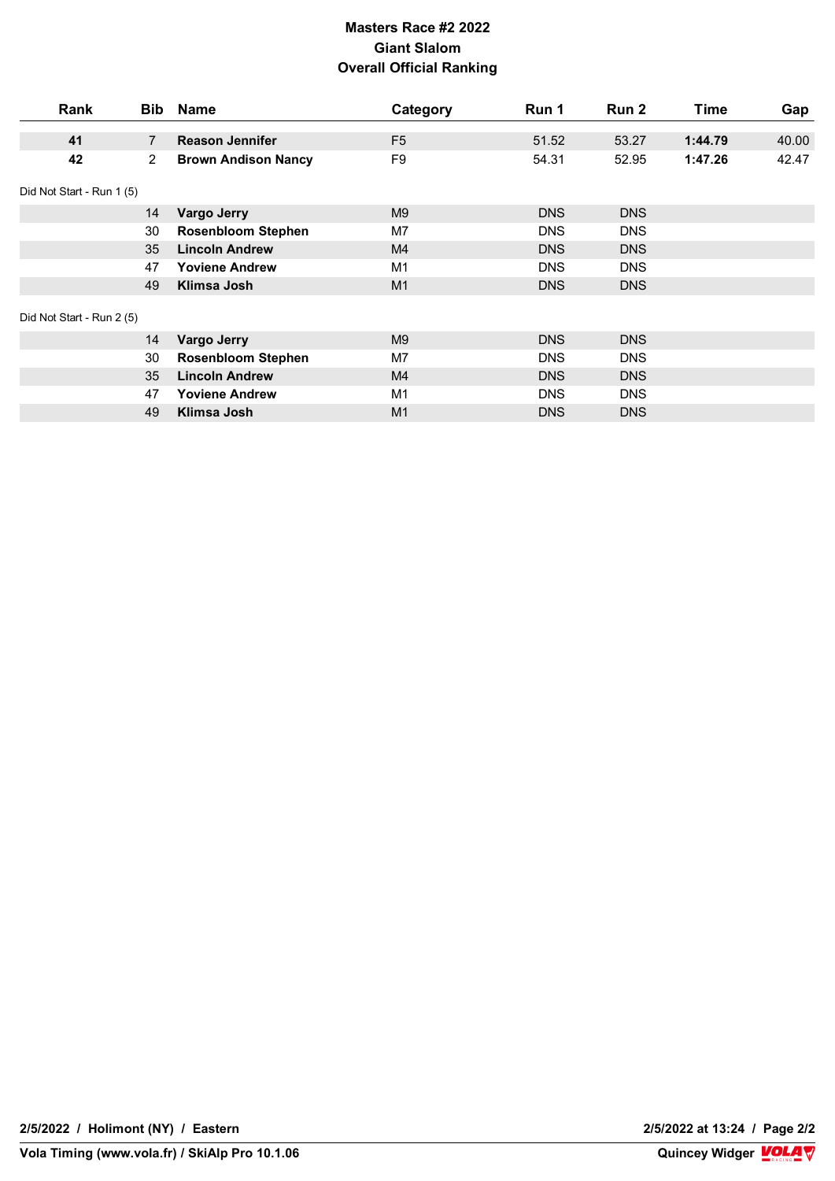**Masters Race #2 2022**
**Giant Slalom**
**Overall Official Ranking**

| Rank | Bib | Name | Category | Run 1 | Run 2 | Time | Gap |
|---|---|---|---|---|---|---|---|
| **41** | 7 | **Reason Jennifer** | F5 | 51.52 | 53.27 | **1:44.79** | 40.00 |
| **42** | 2 | **Brown Andison Nancy** | F9 | 54.31 | 52.95 | **1:47.26** | 42.47 |

Did Not Start - Run 1 (5)

| Rank | Bib | Name | Category | Run 1 | Run 2 | Time | Gap |
|---|---|---|---|---|---|---|---|
| | 14 | **Vargo Jerry** | M9 | DNS | DNS | | |
| | 30 | **Rosenbloom Stephen** | M7 | DNS | DNS | | |
| | 35 | **Lincoln Andrew** | M4 | DNS | DNS | | |
| | 47 | **Yoviene Andrew** | M1 | DNS | DNS | | |
| | 49 | **Klimsa Josh** | M1 | DNS | DNS | | |

Did Not Start - Run 2 (5)

| Rank | Bib | Name | Category | Run 1 | Run 2 | Time | Gap |
|---|---|---|---|---|---|---|---|
| | 14 | **Vargo Jerry** | M9 | DNS | DNS | | |
| | 30 | **Rosenbloom Stephen** | M7 | DNS | DNS | | |
| | 35 | **Lincoln Andrew** | M4 | DNS | DNS | | |
| | 47 | **Yoviene Andrew** | M1 | DNS | DNS | | |
| | 49 | **Klimsa Josh** | M1 | DNS | DNS | | |

**2/5/2022 / Holimont (NY) / Eastern** — **2/5/2022 at 13:24**

**Vola Timing (www.vola.fr) / SkiAlp Pro 10.1.06** — **Quincey Widger**